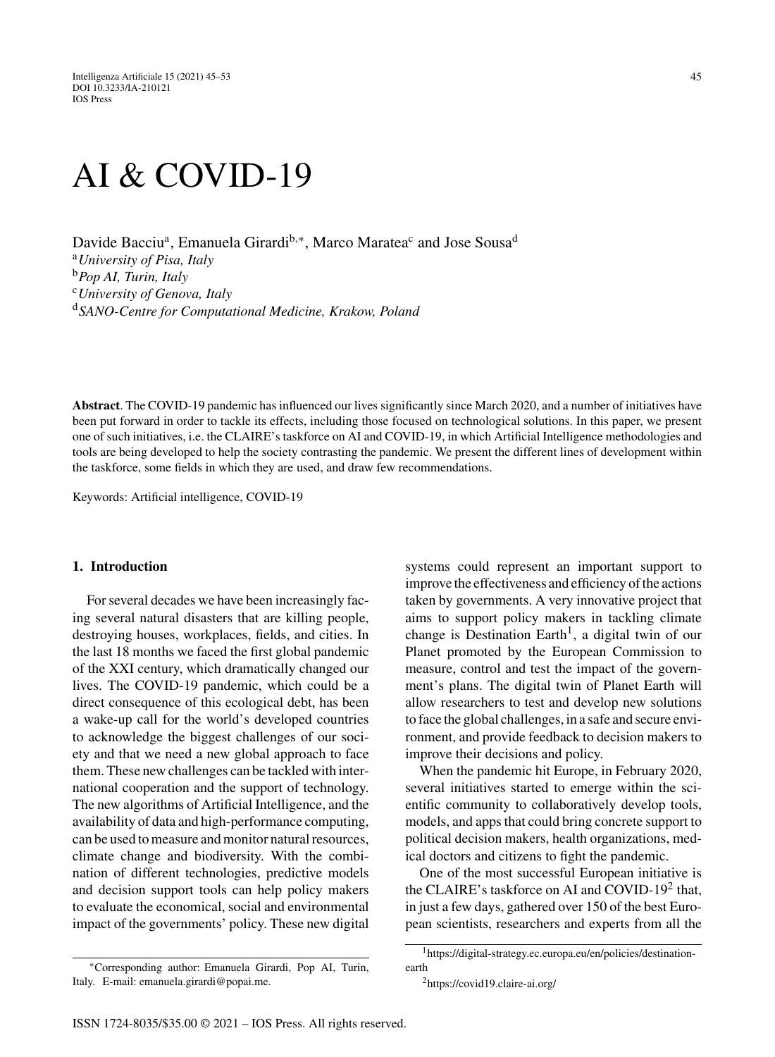# AI & COVID-19

Davide Bacciu[a], Emanuela Girardi[b,*], Marco Maratea[c] and Jose Sousa[d]

[a] *University of Pisa, Italy*
[b] *Pop AI, Turin, Italy*
[c] *University of Genova, Italy*
[d] *SANO-Centre for Computational Medicine, Krakow, Poland*

**Abstract**. The COVID-19 pandemic has influenced our lives significantly since March 2020, and a number of initiatives have been put forward in order to tackle its effects, including those focused on technological solutions. In this paper, we present one of such initiatives, i.e. the CLAIRE's taskforce on AI and COVID-19, in which Artificial Intelligence methodologies and tools are being developed to help the society contrasting the pandemic. We present the different lines of development within the taskforce, some fields in which they are used, and draw few recommendations.

Keywords: Artificial intelligence, COVID-19

## 1. Introduction

For several decades we have been increasingly facing several natural disasters that are killing people, destroying houses, workplaces, fields, and cities. In the last 18 months we faced the first global pandemic of the XXI century, which dramatically changed our lives. The COVID-19 pandemic, which could be a direct consequence of this ecological debt, has been a wake-up call for the world's developed countries to acknowledge the biggest challenges of our society and that we need a new global approach to face them. These new challenges can be tackled with international cooperation and the support of technology. The new algorithms of Artificial Intelligence, and the availability of data and high-performance computing, can be used to measure and monitor natural resources, climate change and biodiversity. With the combination of different technologies, predictive models and decision support tools can help policy makers to evaluate the economical, social and environmental impact of the governments' policy. These new digital systems could represent an important support to improve the effectiveness and efficiency of the actions taken by governments. A very innovative project that aims to support policy makers in tackling climate change is Destination Earth[1], a digital twin of our Planet promoted by the European Commission to measure, control and test the impact of the government's plans. The digital twin of Planet Earth will allow researchers to test and develop new solutions to face the global challenges, in a safe and secure environment, and provide feedback to decision makers to improve their decisions and policy.

When the pandemic hit Europe, in February 2020, several initiatives started to emerge within the scientific community to collaboratively develop tools, models, and apps that could bring concrete support to political decision makers, health organizations, medical doctors and citizens to fight the pandemic.

One of the most successful European initiative is the CLAIRE's taskforce on AI and COVID-19[2] that, in just a few days, gathered over 150 of the best European scientists, researchers and experts from all the

*Corresponding author: Emanuela Girardi, Pop AI, Turin, Italy. E-mail: emanuela.girardi@popai.me.

[1] https://digital-strategy.ec.europa.eu/en/policies/destination-earth

[2] https://covid19.claire-ai.org/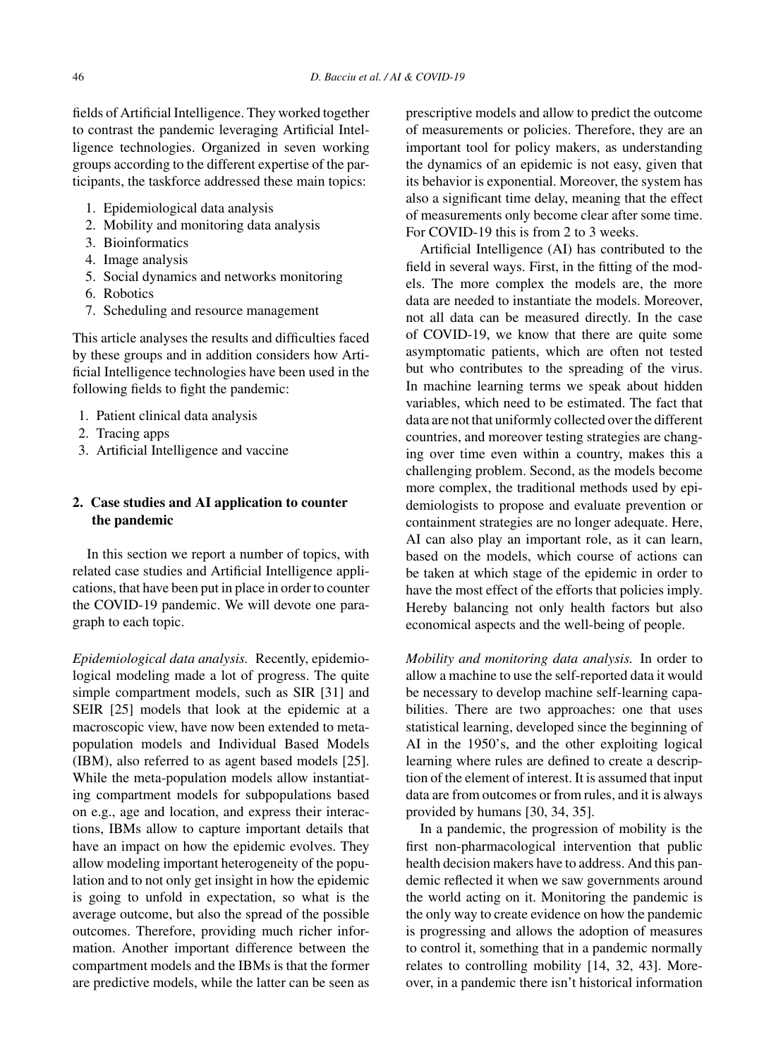fields of Artificial Intelligence. They worked together to contrast the pandemic leveraging Artificial Intelligence technologies. Organized in seven working groups according to the different expertise of the participants, the taskforce addressed these main topics:

1. Epidemiological data analysis
2. Mobility and monitoring data analysis
3. Bioinformatics
4. Image analysis
5. Social dynamics and networks monitoring
6. Robotics
7. Scheduling and resource management

This article analyses the results and difficulties faced by these groups and in addition considers how Artificial Intelligence technologies have been used in the following fields to fight the pandemic:

1. Patient clinical data analysis
2. Tracing apps
3. Artificial Intelligence and vaccine

## 2. Case studies and AI application to counter the pandemic

In this section we report a number of topics, with related case studies and Artificial Intelligence applications, that have been put in place in order to counter the COVID-19 pandemic. We will devote one paragraph to each topic.

*Epidemiological data analysis.* Recently, epidemiological modeling made a lot of progress. The quite simple compartment models, such as SIR [31] and SEIR [25] models that look at the epidemic at a macroscopic view, have now been extended to meta-population models and Individual Based Models (IBM), also referred to as agent based models [25]. While the meta-population models allow instantiating compartment models for subpopulations based on e.g., age and location, and express their interactions, IBMs allow to capture important details that have an impact on how the epidemic evolves. They allow modeling important heterogeneity of the population and to not only get insight in how the epidemic is going to unfold in expectation, so what is the average outcome, but also the spread of the possible outcomes. Therefore, providing much richer information. Another important difference between the compartment models and the IBMs is that the former are predictive models, while the latter can be seen as prescriptive models and allow to predict the outcome of measurements or policies. Therefore, they are an important tool for policy makers, as understanding the dynamics of an epidemic is not easy, given that its behavior is exponential. Moreover, the system has also a significant time delay, meaning that the effect of measurements only become clear after some time. For COVID-19 this is from 2 to 3 weeks.

Artificial Intelligence (AI) has contributed to the field in several ways. First, in the fitting of the models. The more complex the models are, the more data are needed to instantiate the models. Moreover, not all data can be measured directly. In the case of COVID-19, we know that there are quite some asymptomatic patients, which are often not tested but who contributes to the spreading of the virus. In machine learning terms we speak about hidden variables, which need to be estimated. The fact that data are not that uniformly collected over the different countries, and moreover testing strategies are changing over time even within a country, makes this a challenging problem. Second, as the models become more complex, the traditional methods used by epidemiologists to propose and evaluate prevention or containment strategies are no longer adequate. Here, AI can also play an important role, as it can learn, based on the models, which course of actions can be taken at which stage of the epidemic in order to have the most effect of the efforts that policies imply. Hereby balancing not only health factors but also economical aspects and the well-being of people.

*Mobility and monitoring data analysis.* In order to allow a machine to use the self-reported data it would be necessary to develop machine self-learning capabilities. There are two approaches: one that uses statistical learning, developed since the beginning of AI in the 1950's, and the other exploiting logical learning where rules are defined to create a description of the element of interest. It is assumed that input data are from outcomes or from rules, and it is always provided by humans [30, 34, 35].

In a pandemic, the progression of mobility is the first non-pharmacological intervention that public health decision makers have to address. And this pandemic reflected it when we saw governments around the world acting on it. Monitoring the pandemic is the only way to create evidence on how the pandemic is progressing and allows the adoption of measures to control it, something that in a pandemic normally relates to controlling mobility [14, 32, 43]. Moreover, in a pandemic there isn't historical information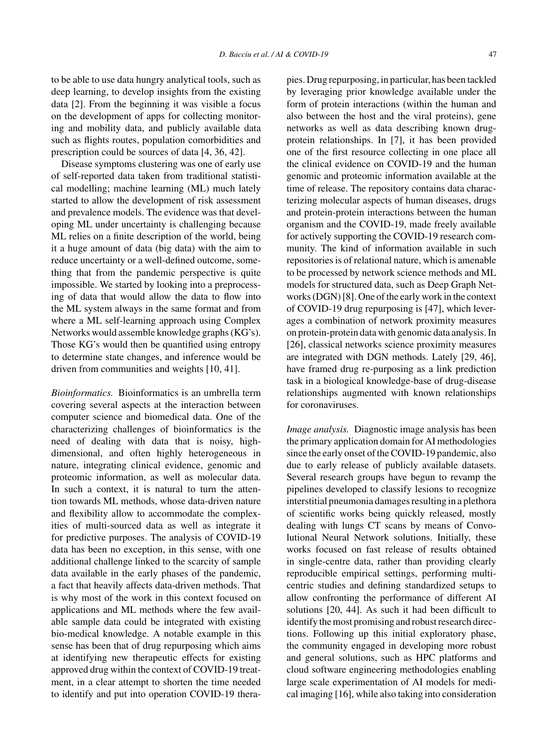to be able to use data hungry analytical tools, such as deep learning, to develop insights from the existing data [2]. From the beginning it was visible a focus on the development of apps for collecting monitoring and mobility data, and publicly available data such as flights routes, population comorbidities and prescription could be sources of data [4, 36, 42].

Disease symptoms clustering was one of early use of self-reported data taken from traditional statistical modelling; machine learning (ML) much lately started to allow the development of risk assessment and prevalence models. The evidence was that developing ML under uncertainty is challenging because ML relies on a finite description of the world, being it a huge amount of data (big data) with the aim to reduce uncertainty or a well-defined outcome, something that from the pandemic perspective is quite impossible. We started by looking into a preprocessing of data that would allow the data to flow into the ML system always in the same format and from where a ML self-learning approach using Complex Networks would assemble knowledge graphs (KG's). Those KG's would then be quantified using entropy to determine state changes, and inference would be driven from communities and weights [10, 41].

*Bioinformatics.* Bioinformatics is an umbrella term covering several aspects at the interaction between computer science and biomedical data. One of the characterizing challenges of bioinformatics is the need of dealing with data that is noisy, high-dimensional, and often highly heterogeneous in nature, integrating clinical evidence, genomic and proteomic information, as well as molecular data. In such a context, it is natural to turn the attention towards ML methods, whose data-driven nature and flexibility allow to accommodate the complexities of multi-sourced data as well as integrate it for predictive purposes. The analysis of COVID-19 data has been no exception, in this sense, with one additional challenge linked to the scarcity of sample data available in the early phases of the pandemic, a fact that heavily affects data-driven methods. That is why most of the work in this context focused on applications and ML methods where the few available sample data could be integrated with existing bio-medical knowledge. A notable example in this sense has been that of drug repurposing which aims at identifying new therapeutic effects for existing approved drug within the context of COVID-19 treatment, in a clear attempt to shorten the time needed to identify and put into operation COVID-19 therapies. Drug repurposing, in particular, has been tackled by leveraging prior knowledge available under the form of protein interactions (within the human and also between the host and the viral proteins), gene networks as well as data describing known drug-protein relationships. In [7], it has been provided one of the first resource collecting in one place all the clinical evidence on COVID-19 and the human genomic and proteomic information available at the time of release. The repository contains data characterizing molecular aspects of human diseases, drugs and protein-protein interactions between the human organism and the COVID-19, made freely available for actively supporting the COVID-19 research community. The kind of information available in such repositories is of relational nature, which is amenable to be processed by network science methods and ML models for structured data, such as Deep Graph Networks (DGN) [8]. One of the early work in the context of COVID-19 drug repurposing is [47], which leverages a combination of network proximity measures on protein-protein data with genomic data analysis. In [26], classical networks science proximity measures are integrated with DGN methods. Lately [29, 46], have framed drug re-purposing as a link prediction task in a biological knowledge-base of drug-disease relationships augmented with known relationships for coronaviruses.

*Image analysis.* Diagnostic image analysis has been the primary application domain for AI methodologies since the early onset of the COVID-19 pandemic, also due to early release of publicly available datasets. Several research groups have begun to revamp the pipelines developed to classify lesions to recognize interstitial pneumonia damages resulting in a plethora of scientific works being quickly released, mostly dealing with lungs CT scans by means of Convolutional Neural Network solutions. Initially, these works focused on fast release of results obtained in single-centre data, rather than providing clearly reproducible empirical settings, performing multi-centric studies and defining standardized setups to allow confronting the performance of different AI solutions [20, 44]. As such it had been difficult to identify the most promising and robust research directions. Following up this initial exploratory phase, the community engaged in developing more robust and general solutions, such as HPC platforms and cloud software engineering methodologies enabling large scale experimentation of AI models for medical imaging [16], while also taking into consideration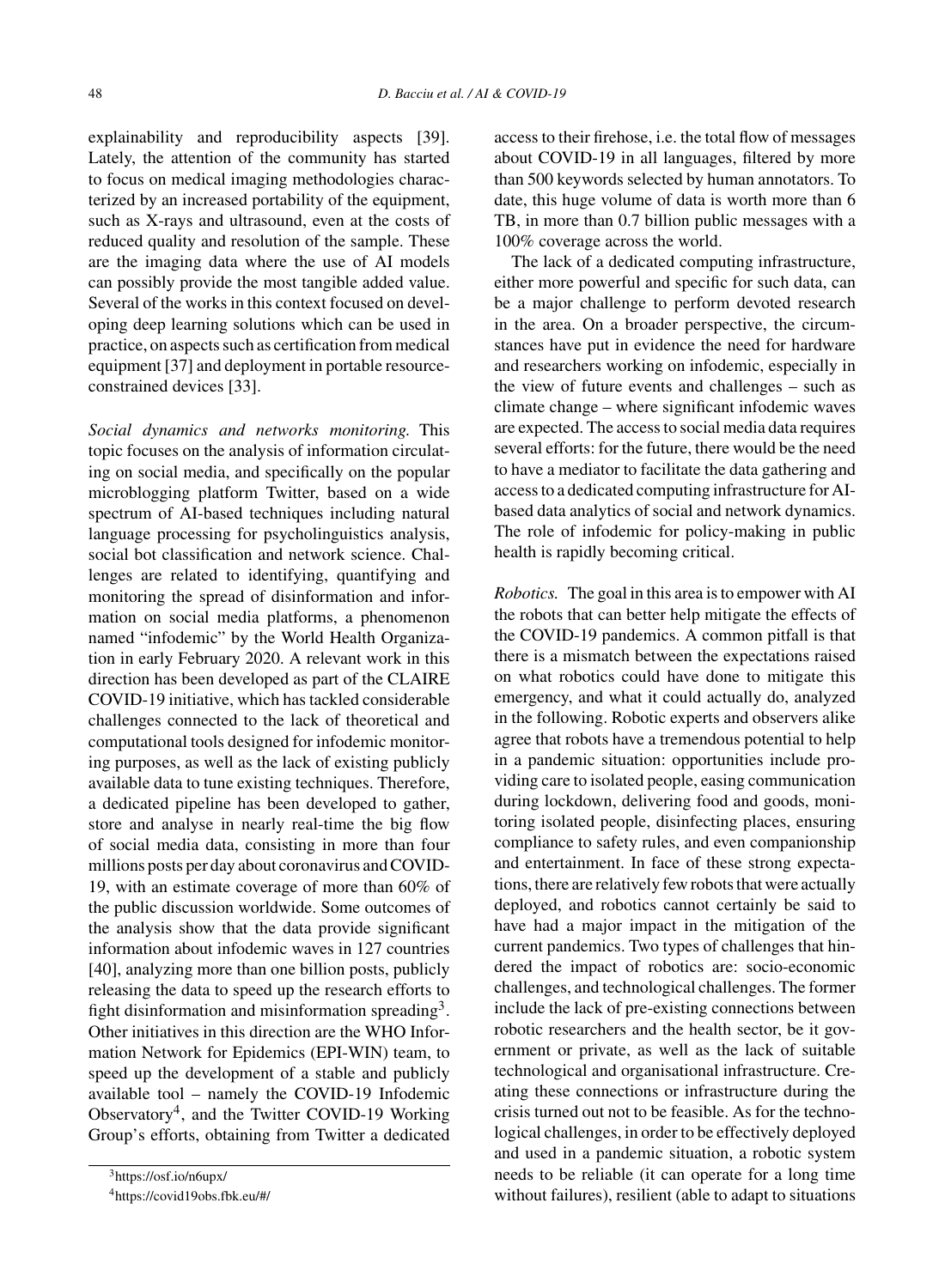explainability and reproducibility aspects [39]. Lately, the attention of the community has started to focus on medical imaging methodologies characterized by an increased portability of the equipment, such as X-rays and ultrasound, even at the costs of reduced quality and resolution of the sample. These are the imaging data where the use of AI models can possibly provide the most tangible added value. Several of the works in this context focused on developing deep learning solutions which can be used in practice, on aspects such as certification from medical equipment [37] and deployment in portable resource-constrained devices [33].

*Social dynamics and networks monitoring.* This topic focuses on the analysis of information circulating on social media, and specifically on the popular microblogging platform Twitter, based on a wide spectrum of AI-based techniques including natural language processing for psycholinguistics analysis, social bot classification and network science. Challenges are related to identifying, quantifying and monitoring the spread of disinformation and information on social media platforms, a phenomenon named "infodemic" by the World Health Organization in early February 2020. A relevant work in this direction has been developed as part of the CLAIRE COVID-19 initiative, which has tackled considerable challenges connected to the lack of theoretical and computational tools designed for infodemic monitoring purposes, as well as the lack of existing publicly available data to tune existing techniques. Therefore, a dedicated pipeline has been developed to gather, store and analyse in nearly real-time the big flow of social media data, consisting in more than four millions posts per day about coronavirus and COVID-19, with an estimate coverage of more than 60% of the public discussion worldwide. Some outcomes of the analysis show that the data provide significant information about infodemic waves in 127 countries [40], analyzing more than one billion posts, publicly releasing the data to speed up the research efforts to fight disinformation and misinformation spreading[3]. Other initiatives in this direction are the WHO Information Network for Epidemics (EPI-WIN) team, to speed up the development of a stable and publicly available tool – namely the COVID-19 Infodemic Observatory[4], and the Twitter COVID-19 Working Group's efforts, obtaining from Twitter a dedicated access to their firehose, i.e. the total flow of messages about COVID-19 in all languages, filtered by more than 500 keywords selected by human annotators. To date, this huge volume of data is worth more than 6 TB, in more than 0.7 billion public messages with a 100% coverage across the world.

The lack of a dedicated computing infrastructure, either more powerful and specific for such data, can be a major challenge to perform devoted research in the area. On a broader perspective, the circumstances have put in evidence the need for hardware and researchers working on infodemic, especially in the view of future events and challenges – such as climate change – where significant infodemic waves are expected. The access to social media data requires several efforts: for the future, there would be the need to have a mediator to facilitate the data gathering and access to a dedicated computing infrastructure for AI-based data analytics of social and network dynamics. The role of infodemic for policy-making in public health is rapidly becoming critical.

*Robotics.* The goal in this area is to empower with AI the robots that can better help mitigate the effects of the COVID-19 pandemics. A common pitfall is that there is a mismatch between the expectations raised on what robotics could have done to mitigate this emergency, and what it could actually do, analyzed in the following. Robotic experts and observers alike agree that robots have a tremendous potential to help in a pandemic situation: opportunities include providing care to isolated people, easing communication during lockdown, delivering food and goods, monitoring isolated people, disinfecting places, ensuring compliance to safety rules, and even companionship and entertainment. In face of these strong expectations, there are relatively few robots that were actually deployed, and robotics cannot certainly be said to have had a major impact in the mitigation of the current pandemics. Two types of challenges that hindered the impact of robotics are: socio-economic challenges, and technological challenges. The former include the lack of pre-existing connections between robotic researchers and the health sector, be it government or private, as well as the lack of suitable technological and organisational infrastructure. Creating these connections or infrastructure during the crisis turned out not to be feasible. As for the technological challenges, in order to be effectively deployed and used in a pandemic situation, a robotic system needs to be reliable (it can operate for a long time without failures), resilient (able to adapt to situations

[3] https://osf.io/n6upx/

[4] https://covid19obs.fbk.eu/#/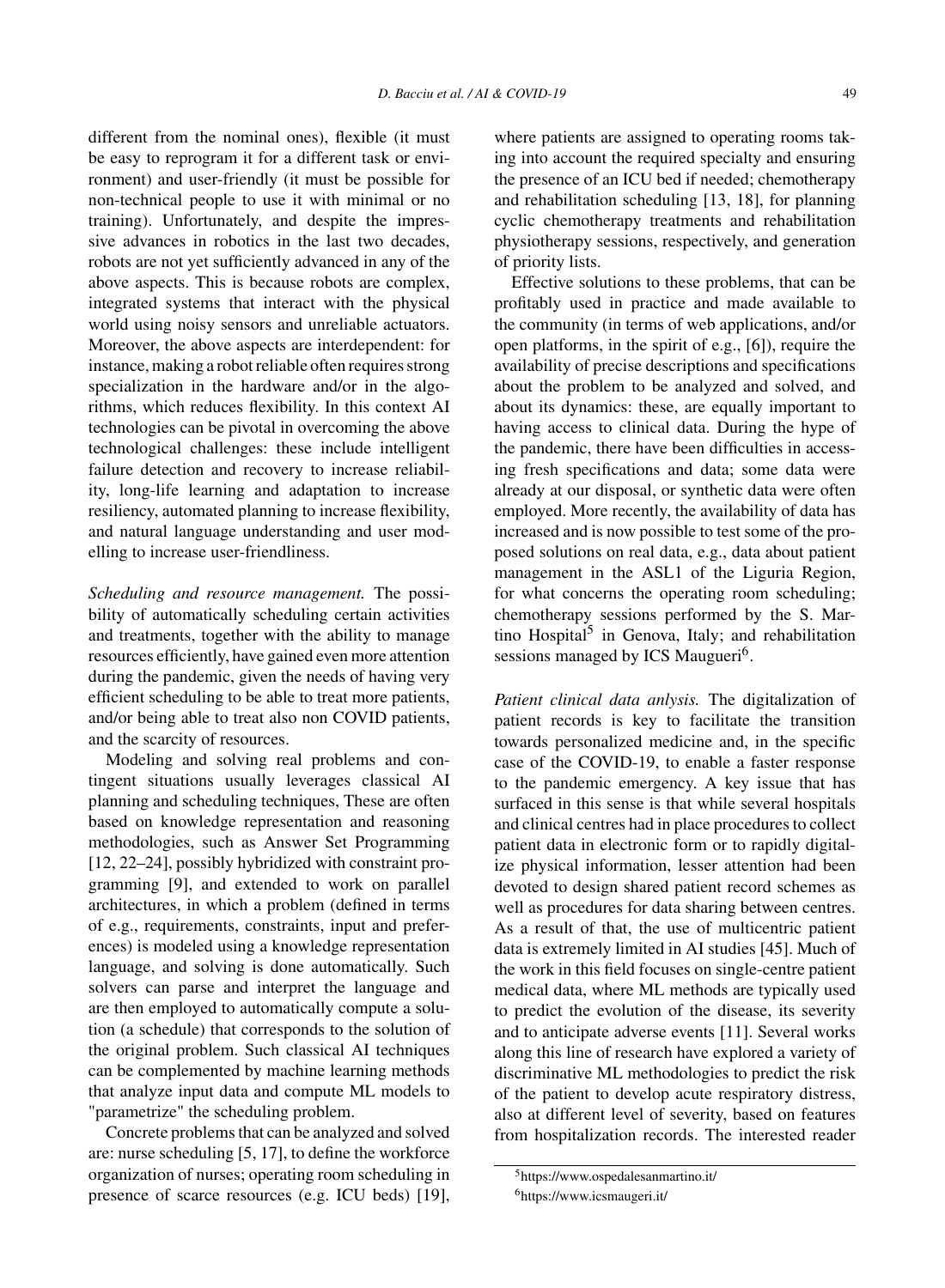different from the nominal ones), flexible (it must be easy to reprogram it for a different task or environment) and user-friendly (it must be possible for non-technical people to use it with minimal or no training). Unfortunately, and despite the impressive advances in robotics in the last two decades, robots are not yet sufficiently advanced in any of the above aspects. This is because robots are complex, integrated systems that interact with the physical world using noisy sensors and unreliable actuators. Moreover, the above aspects are interdependent: for instance, making a robot reliable often requires strong specialization in the hardware and/or in the algorithms, which reduces flexibility. In this context AI technologies can be pivotal in overcoming the above technological challenges: these include intelligent failure detection and recovery to increase reliability, long-life learning and adaptation to increase resiliency, automated planning to increase flexibility, and natural language understanding and user modelling to increase user-friendliness.

*Scheduling and resource management.* The possibility of automatically scheduling certain activities and treatments, together with the ability to manage resources efficiently, have gained even more attention during the pandemic, given the needs of having very efficient scheduling to be able to treat more patients, and/or being able to treat also non COVID patients, and the scarcity of resources.

Modeling and solving real problems and contingent situations usually leverages classical AI planning and scheduling techniques, These are often based on knowledge representation and reasoning methodologies, such as Answer Set Programming [12, 22–24], possibly hybridized with constraint programming [9], and extended to work on parallel architectures, in which a problem (defined in terms of e.g., requirements, constraints, input and preferences) is modeled using a knowledge representation language, and solving is done automatically. Such solvers can parse and interpret the language and are then employed to automatically compute a solution (a schedule) that corresponds to the solution of the original problem. Such classical AI techniques can be complemented by machine learning methods that analyze input data and compute ML models to "parametrize" the scheduling problem.

Concrete problems that can be analyzed and solved are: nurse scheduling [5, 17], to define the workforce organization of nurses; operating room scheduling in presence of scarce resources (e.g. ICU beds) [19], where patients are assigned to operating rooms taking into account the required specialty and ensuring the presence of an ICU bed if needed; chemotherapy and rehabilitation scheduling [13, 18], for planning cyclic chemotherapy treatments and rehabilitation physiotherapy sessions, respectively, and generation of priority lists.

Effective solutions to these problems, that can be profitably used in practice and made available to the community (in terms of web applications, and/or open platforms, in the spirit of e.g., [6]), require the availability of precise descriptions and specifications about the problem to be analyzed and solved, and about its dynamics: these, are equally important to having access to clinical data. During the hype of the pandemic, there have been difficulties in accessing fresh specifications and data; some data were already at our disposal, or synthetic data were often employed. More recently, the availability of data has increased and is now possible to test some of the proposed solutions on real data, e.g., data about patient management in the ASL1 of the Liguria Region, for what concerns the operating room scheduling; chemotherapy sessions performed by the S. Martino Hospital[5] in Genova, Italy; and rehabilitation sessions managed by ICS Maugeri[6].

*Patient clinical data anlysis.* The digitalization of patient records is key to facilitate the transition towards personalized medicine and, in the specific case of the COVID-19, to enable a faster response to the pandemic emergency. A key issue that has surfaced in this sense is that while several hospitals and clinical centres had in place procedures to collect patient data in electronic form or to rapidly digitalize physical information, lesser attention had been devoted to design shared patient record schemes as well as procedures for data sharing between centres. As a result of that, the use of multicentric patient data is extremely limited in AI studies [45]. Much of the work in this field focuses on single-centre patient medical data, where ML methods are typically used to predict the evolution of the disease, its severity and to anticipate adverse events [11]. Several works along this line of research have explored a variety of discriminative ML methodologies to predict the risk of the patient to develop acute respiratory distress, also at different level of severity, based on features from hospitalization records. The interested reader

[5] https://www.ospedalesanmartino.it/

[6] https://www.icsmaugeri.it/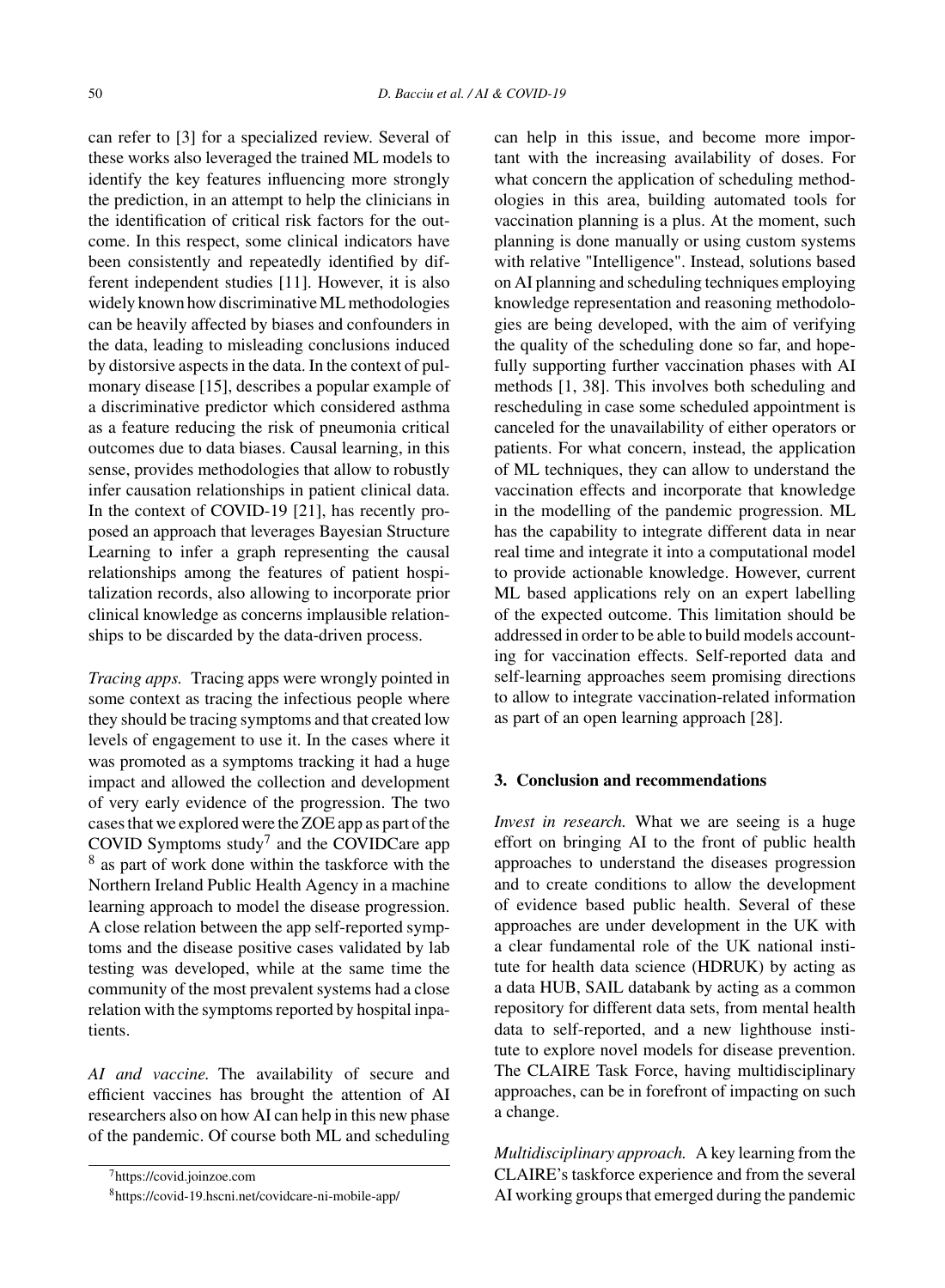can refer to [3] for a specialized review. Several of these works also leveraged the trained ML models to identify the key features influencing more strongly the prediction, in an attempt to help the clinicians in the identification of critical risk factors for the outcome. In this respect, some clinical indicators have been consistently and repeatedly identified by different independent studies [11]. However, it is also widely known how discriminative ML methodologies can be heavily affected by biases and confounders in the data, leading to misleading conclusions induced by distorsive aspects in the data. In the context of pulmonary disease [15], describes a popular example of a discriminative predictor which considered asthma as a feature reducing the risk of pneumonia critical outcomes due to data biases. Causal learning, in this sense, provides methodologies that allow to robustly infer causation relationships in patient clinical data. In the context of COVID-19 [21], has recently proposed an approach that leverages Bayesian Structure Learning to infer a graph representing the causal relationships among the features of patient hospitalization records, also allowing to incorporate prior clinical knowledge as concerns implausible relationships to be discarded by the data-driven process.

*Tracing apps.* Tracing apps were wrongly pointed in some context as tracing the infectious people where they should be tracing symptoms and that created low levels of engagement to use it. In the cases where it was promoted as a symptoms tracking it had a huge impact and allowed the collection and development of very early evidence of the progression. The two cases that we explored were the ZOE app as part of the COVID Symptoms study[7] and the COVIDCare app [8] as part of work done within the taskforce with the Northern Ireland Public Health Agency in a machine learning approach to model the disease progression. A close relation between the app self-reported symptoms and the disease positive cases validated by lab testing was developed, while at the same time the community of the most prevalent systems had a close relation with the symptoms reported by hospital inpatients.

*AI and vaccine.* The availability of secure and efficient vaccines has brought the attention of AI researchers also on how AI can help in this new phase of the pandemic. Of course both ML and scheduling can help in this issue, and become more important with the increasing availability of doses. For what concern the application of scheduling methodologies in this area, building automated tools for vaccination planning is a plus. At the moment, such planning is done manually or using custom systems with relative "Intelligence". Instead, solutions based on AI planning and scheduling techniques employing knowledge representation and reasoning methodologies are being developed, with the aim of verifying the quality of the scheduling done so far, and hopefully supporting further vaccination phases with AI methods [1, 38]. This involves both scheduling and rescheduling in case some scheduled appointment is canceled for the unavailability of either operators or patients. For what concern, instead, the application of ML techniques, they can allow to understand the vaccination effects and incorporate that knowledge in the modelling of the pandemic progression. ML has the capability to integrate different data in near real time and integrate it into a computational model to provide actionable knowledge. However, current ML based applications rely on an expert labelling of the expected outcome. This limitation should be addressed in order to be able to build models accounting for vaccination effects. Self-reported data and self-learning approaches seem promising directions to allow to integrate vaccination-related information as part of an open learning approach [28].

## 3. Conclusion and recommendations

*Invest in research.* What we are seeing is a huge effort on bringing AI to the front of public health approaches to understand the diseases progression and to create conditions to allow the development of evidence based public health. Several of these approaches are under development in the UK with a clear fundamental role of the UK national institute for health data science (HDRUK) by acting as a data HUB, SAIL databank by acting as a common repository for different data sets, from mental health data to self-reported, and a new lighthouse institute to explore novel models for disease prevention. The CLAIRE Task Force, having multidisciplinary approaches, can be in forefront of impacting on such a change.

*Multidisciplinary approach.* A key learning from the CLAIRE's taskforce experience and from the several AI working groups that emerged during the pandemic

[7] https://covid.joinzoe.com

[8] https://covid-19.hscni.net/covidcare-ni-mobile-app/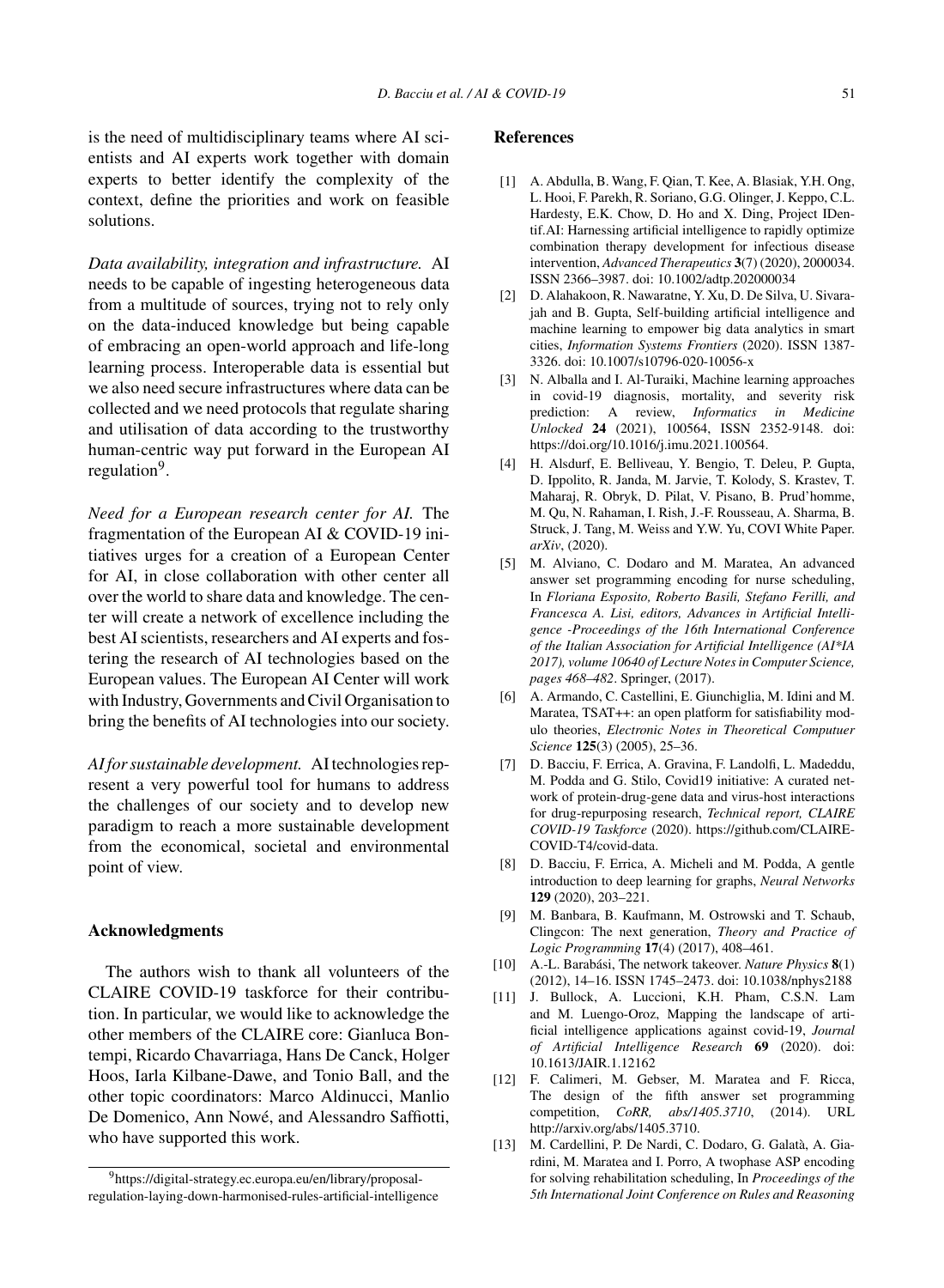is the need of multidisciplinary teams where AI scientists and AI experts work together with domain experts to better identify the complexity of the context, define the priorities and work on feasible solutions.

*Data availability, integration and infrastructure.* AI needs to be capable of ingesting heterogeneous data from a multitude of sources, trying not to rely only on the data-induced knowledge but being capable of embracing an open-world approach and life-long learning process. Interoperable data is essential but we also need secure infrastructures where data can be collected and we need protocols that regulate sharing and utilisation of data according to the trustworthy human-centric way put forward in the European AI regulation[9].

*Need for a European research center for AI.* The fragmentation of the European AI & COVID-19 initiatives urges for a creation of a European Center for AI, in close collaboration with other center all over the world to share data and knowledge. The center will create a network of excellence including the best AI scientists, researchers and AI experts and fostering the research of AI technologies based on the European values. The European AI Center will work with Industry, Governments and Civil Organisation to bring the benefits of AI technologies into our society.

*AI for sustainable development.* AI technologies represent a very powerful tool for humans to address the challenges of our society and to develop new paradigm to reach a more sustainable development from the economical, societal and environmental point of view.

## Acknowledgments

The authors wish to thank all volunteers of the CLAIRE COVID-19 taskforce for their contribution. In particular, we would like to acknowledge the other members of the CLAIRE core: Gianluca Bontempi, Ricardo Chavarriaga, Hans De Canck, Holger Hoos, Iarla Kilbane-Dawe, and Tonio Ball, and the other topic coordinators: Marco Aldinucci, Manlio De Domenico, Ann Nowé, and Alessandro Saffiotti, who have supported this work.

[9] https://digital-strategy.ec.europa.eu/en/library/proposal-regulation-laying-down-harmonised-rules-artificial-intelligence

## References

[1] A. Abdulla, B. Wang, F. Qian, T. Kee, A. Blasiak, Y.H. Ong, L. Hooi, F. Parekh, R. Soriano, G.G. Olinger, J. Keppo, C.L. Hardesty, E.K. Chow, D. Ho and X. Ding, Project IDentif.AI: Harnessing artificial intelligence to rapidly optimize combination therapy development for infectious disease intervention, *Advanced Therapeutics* **3**(7) (2020), 2000034. ISSN 2366–3987. doi: 10.1002/adtp.202000034

[2] D. Alahakoon, R. Nawaratne, Y. Xu, D. De Silva, U. Sivarajah and B. Gupta, Self-building artificial intelligence and machine learning to empower big data analytics in smart cities, *Information Systems Frontiers* (2020). ISSN 1387-3326. doi: 10.1007/s10796-020-10056-x

[3] N. Alballa and I. Al-Turaiki, Machine learning approaches in covid-19 diagnosis, mortality, and severity risk prediction: A review, *Informatics in Medicine Unlocked* **24** (2021), 100564, ISSN 2352-9148. doi: https://doi.org/10.1016/j.imu.2021.100564.

[4] H. Alsdurf, E. Belliveau, Y. Bengio, T. Deleu, P. Gupta, D. Ippolito, R. Janda, M. Jarvie, T. Kolody, S. Krastev, T. Maharaj, R. Obryk, D. Pilat, V. Pisano, B. Prud'homme, M. Qu, N. Rahaman, I. Rish, J.-F. Rousseau, A. Sharma, B. Struck, J. Tang, M. Weiss and Y.W. Yu, COVI White Paper. *arXiv*, (2020).

[5] M. Alviano, C. Dodaro and M. Maratea, An advanced answer set programming encoding for nurse scheduling, In *Floriana Esposito, Roberto Basili, Stefano Ferilli, and Francesca A. Lisi, editors, Advances in Artificial Intelligence -Proceedings of the 16th International Conference of the Italian Association for Artificial Intelligence (AI\*IA 2017), volume 10640 of Lecture Notes in Computer Science, pages 468–482*. Springer, (2017).

[6] A. Armando, C. Castellini, E. Giunchiglia, M. Idini and M. Maratea, TSAT++: an open platform for satisfiability modulo theories, *Electronic Notes in Theoretical Computuer Science* **125**(3) (2005), 25–36.

[7] D. Bacciu, F. Errica, A. Gravina, F. Landolfi, L. Madeddu, M. Podda and G. Stilo, Covid19 initiative: A curated network of protein-drug-gene data and virus-host interactions for drug-repurposing research, *Technical report, CLAIRE COVID-19 Taskforce* (2020). https://github.com/CLAIRE-COVID-T4/covid-data.

[8] D. Bacciu, F. Errica, A. Micheli and M. Podda, A gentle introduction to deep learning for graphs, *Neural Networks* **129** (2020), 203–221.

[9] M. Banbara, B. Kaufmann, M. Ostrowski and T. Schaub, Clingcon: The next generation, *Theory and Practice of Logic Programming* **17**(4) (2017), 408–461.

[10] A.-L. Barabási, The network takeover. *Nature Physics* **8**(1) (2012), 14–16. ISSN 1745–2473. doi: 10.1038/nphys2188

[11] J. Bullock, A. Luccioni, K.H. Pham, C.S.N. Lam and M. Luengo-Oroz, Mapping the landscape of artificial intelligence applications against covid-19, *Journal of Artificial Intelligence Research* **69** (2020). doi: 10.1613/JAIR.1.12162

[12] F. Calimeri, M. Gebser, M. Maratea and F. Ricca, The design of the fifth answer set programming competition, *CoRR, abs/1405.3710*, (2014). URL http://arxiv.org/abs/1405.3710.

[13] M. Cardellini, P. De Nardi, C. Dodaro, G. Galatà, A. Giardini, M. Maratea and I. Porro, A twophase ASP encoding for solving rehabilitation scheduling, In *Proceedings of the 5th International Joint Conference on Rules and Reasoning*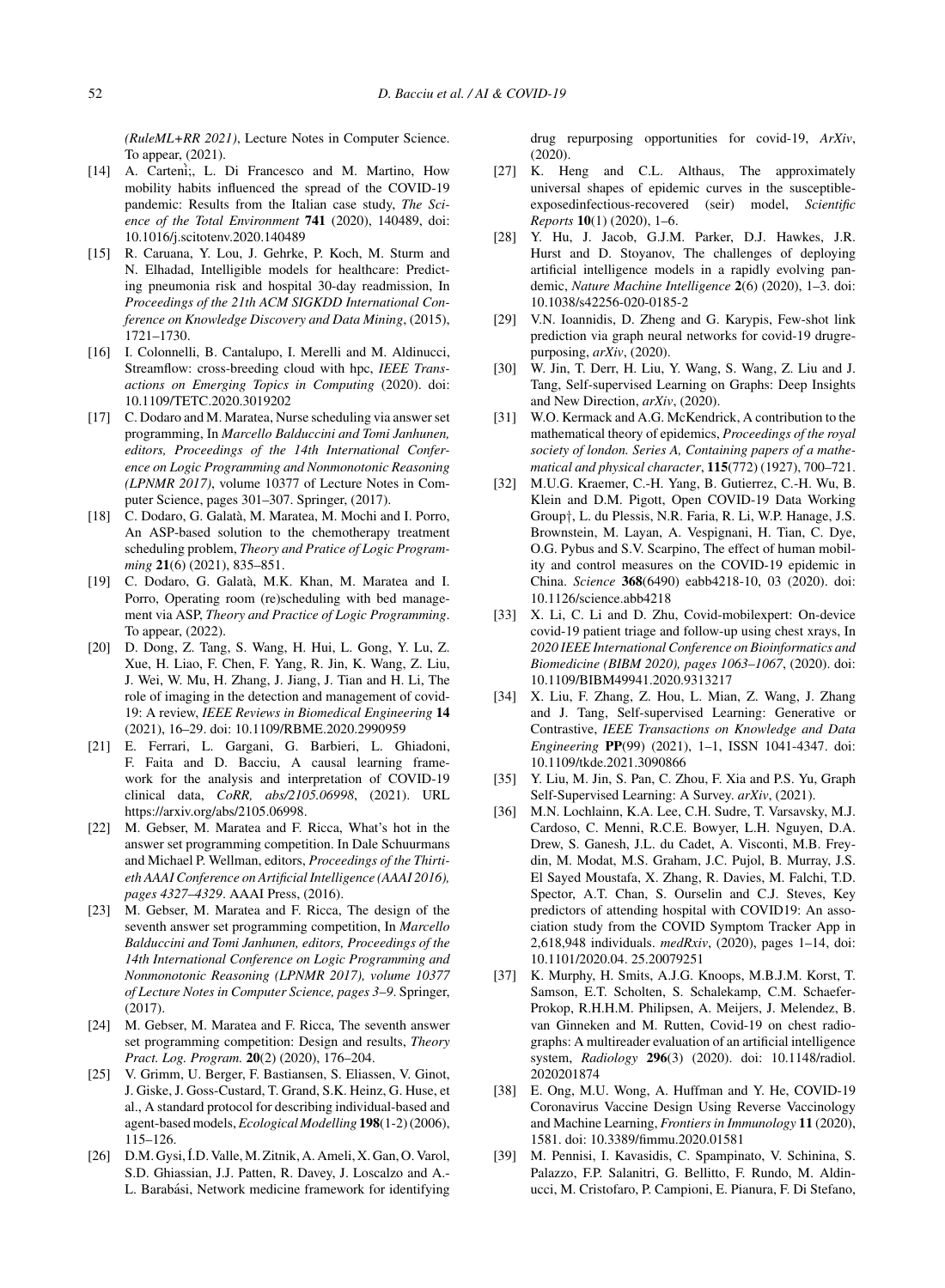*(RuleML+RR 2021)*, Lecture Notes in Computer Science. To appear, (2021).

[14] A. Carteni;, L. Di Francesco and M. Martino, How mobility habits influenced the spread of the COVID-19 pandemic: Results from the Italian case study, *The Science of the Total Environment* **741** (2020), 140489, doi: 10.1016/j.scitotenv.2020.140489

[15] R. Caruana, Y. Lou, J. Gehrke, P. Koch, M. Sturm and N. Elhadad, Intelligible models for healthcare: Predicting pneumonia risk and hospital 30-day readmission, In *Proceedings of the 21th ACM SIGKDD International Conference on Knowledge Discovery and Data Mining*, (2015), 1721–1730.

[16] I. Colonnelli, B. Cantalupo, I. Merelli and M. Aldinucci, Streamflow: cross-breeding cloud with hpc, *IEEE Transactions on Emerging Topics in Computing* (2020). doi: 10.1109/TETC.2020.3019202

[17] C. Dodaro and M. Maratea, Nurse scheduling via answer set programming, In *Marcello Balduccini and Tomi Janhunen, editors, Proceedings of the 14th International Conference on Logic Programming and Nonmonotonic Reasoning (LPNMR 2017)*, volume 10377 of Lecture Notes in Computer Science, pages 301–307. Springer, (2017).

[18] C. Dodaro, G. Galatà, M. Maratea, M. Mochi and I. Porro, An ASP-based solution to the chemotherapy treatment scheduling problem, *Theory and Pratice of Logic Programming* **21**(6) (2021), 835–851.

[19] C. Dodaro, G. Galatà, M.K. Khan, M. Maratea and I. Porro, Operating room (re)scheduling with bed management via ASP, *Theory and Practice of Logic Programming*. To appear, (2022).

[20] D. Dong, Z. Tang, S. Wang, H. Hui, L. Gong, Y. Lu, Z. Xue, H. Liao, F. Chen, F. Yang, R. Jin, K. Wang, Z. Liu, J. Wei, W. Mu, H. Zhang, J. Jiang, J. Tian and H. Li, The role of imaging in the detection and management of covid-19: A review, *IEEE Reviews in Biomedical Engineering* **14** (2021), 16–29. doi: 10.1109/RBME.2020.2990959

[21] E. Ferrari, L. Gargani, G. Barbieri, L. Ghiadoni, F. Faita and D. Bacciu, A causal learning framework for the analysis and interpretation of COVID-19 clinical data, *CoRR, abs/2105.06998*, (2021). URL https://arxiv.org/abs/2105.06998.

[22] M. Gebser, M. Maratea and F. Ricca, What's hot in the answer set programming competition. In Dale Schuurmans and Michael P. Wellman, editors, *Proceedings of the Thirtieth AAAI Conference on Artificial Intelligence (AAAI 2016), pages 4327–4329*. AAAI Press, (2016).

[23] M. Gebser, M. Maratea and F. Ricca, The design of the seventh answer set programming competition, In *Marcello Balduccini and Tomi Janhunen, editors, Proceedings of the 14th International Conference on Logic Programming and Nonmonotonic Reasoning (LPNMR 2017), volume 10377 of Lecture Notes in Computer Science, pages 3–9*. Springer, (2017).

[24] M. Gebser, M. Maratea and F. Ricca, The seventh answer set programming competition: Design and results, *Theory Pract. Log. Program.* **20**(2) (2020), 176–204.

[25] V. Grimm, U. Berger, F. Bastiansen, S. Eliassen, V. Ginot, J. Giske, J. Goss-Custard, T. Grand, S.K. Heinz, G. Huse, et al., A standard protocol for describing individual-based and agent-based models, *Ecological Modelling* **198**(1-2) (2006), 115–126.

[26] D.M. Gysi, Í.D. Valle, M. Zitnik, A. Ameli, X. Gan, O. Varol, S.D. Ghiassian, J.J. Patten, R. Davey, J. Loscalzo and A.-L. Barabási, Network medicine framework for identifying drug repurposing opportunities for covid-19, *ArXiv*, (2020).

[27] K. Heng and C.L. Althaus, The approximately universal shapes of epidemic curves in the susceptible-exposedinfectious-recovered (seir) model, *Scientific Reports* **10**(1) (2020), 1–6.

[28] Y. Hu, J. Jacob, G.J.M. Parker, D.J. Hawkes, J.R. Hurst and D. Stoyanov, The challenges of deploying artificial intelligence models in a rapidly evolving pandemic, *Nature Machine Intelligence* **2**(6) (2020), 1–3. doi: 10.1038/s42256-020-0185-2

[29] V.N. Ioannidis, D. Zheng and G. Karypis, Few-shot link prediction via graph neural networks for covid-19 drugrepurposing, *arXiv*, (2020).

[30] W. Jin, T. Derr, H. Liu, Y. Wang, S. Wang, Z. Liu and J. Tang, Self-supervised Learning on Graphs: Deep Insights and New Direction, *arXiv*, (2020).

[31] W.O. Kermack and A.G. McKendrick, A contribution to the mathematical theory of epidemics, *Proceedings of the royal society of london. Series A, Containing papers of a mathematical and physical character*, **115**(772) (1927), 700–721.

[32] M.U.G. Kraemer, C.-H. Yang, B. Gutierrez, C.-H. Wu, B. Klein and D.M. Pigott, Open COVID-19 Data Working Group†, L. du Plessis, N.R. Faria, R. Li, W.P. Hanage, J.S. Brownstein, M. Layan, A. Vespignani, H. Tian, C. Dye, O.G. Pybus and S.V. Scarpino, The effect of human mobility and control measures on the COVID-19 epidemic in China. *Science* **368**(6490) eabb4218-10, 03 (2020). doi: 10.1126/science.abb4218

[33] X. Li, C. Li and D. Zhu, Covid-mobilexpert: On-device covid-19 patient triage and follow-up using chest xrays, In *2020 IEEE International Conference on Bioinformatics and Biomedicine (BIBM 2020), pages 1063–1067*, (2020). doi: 10.1109/BIBM49941.2020.9313217

[34] X. Liu, F. Zhang, Z. Hou, L. Mian, Z. Wang, J. Zhang and J. Tang, Self-supervised Learning: Generative or Contrastive, *IEEE Transactions on Knowledge and Data Engineering* **PP**(99) (2021), 1–1, ISSN 1041-4347. doi: 10.1109/tkde.2021.3090866

[35] Y. Liu, M. Jin, S. Pan, C. Zhou, F. Xia and P.S. Yu, Graph Self-Supervised Learning: A Survey. *arXiv*, (2021).

[36] M.N. Lochlainn, K.A. Lee, C.H. Sudre, T. Varsavsky, M.J. Cardoso, C. Menni, R.C.E. Bowyer, L.H. Nguyen, D.A. Drew, S. Ganesh, J.L. du Cadet, A. Visconti, M.B. Freydin, M. Modat, M.S. Graham, J.C. Pujol, B. Murray, J.S. El Sayed Moustafa, X. Zhang, R. Davies, M. Falchi, T.D. Spector, A.T. Chan, S. Ourselin and C.J. Steves, Key predictors of attending hospital with COVID19: An association study from the COVID Symptom Tracker App in 2,618,948 individuals. *medRxiv*, (2020), pages 1–14, doi: 10.1101/2020.04. 25.20079251

[37] K. Murphy, H. Smits, A.J.G. Knoops, M.B.J.M. Korst, T. Samson, E.T. Scholten, S. Schalekamp, C.M. Schaefer-Prokop, R.H.H.M. Philipsen, A. Meijers, J. Melendez, B. van Ginneken and M. Rutten, Covid-19 on chest radiographs: A multireader evaluation of an artificial intelligence system, *Radiology* **296**(3) (2020). doi: 10.1148/radiol. 2020201874

[38] E. Ong, M.U. Wong, A. Huffman and Y. He, COVID-19 Coronavirus Vaccine Design Using Reverse Vaccinology and Machine Learning, *Frontiers in Immunology* **11** (2020), 1581. doi: 10.3389/fimmu.2020.01581

[39] M. Pennisi, I. Kavasidis, C. Spampinato, V. Schinina, S. Palazzo, F.P. Salanitri, G. Bellitto, F. Rundo, M. Aldinucci, M. Cristofaro, P. Campioni, E. Pianura, F. Di Stefano,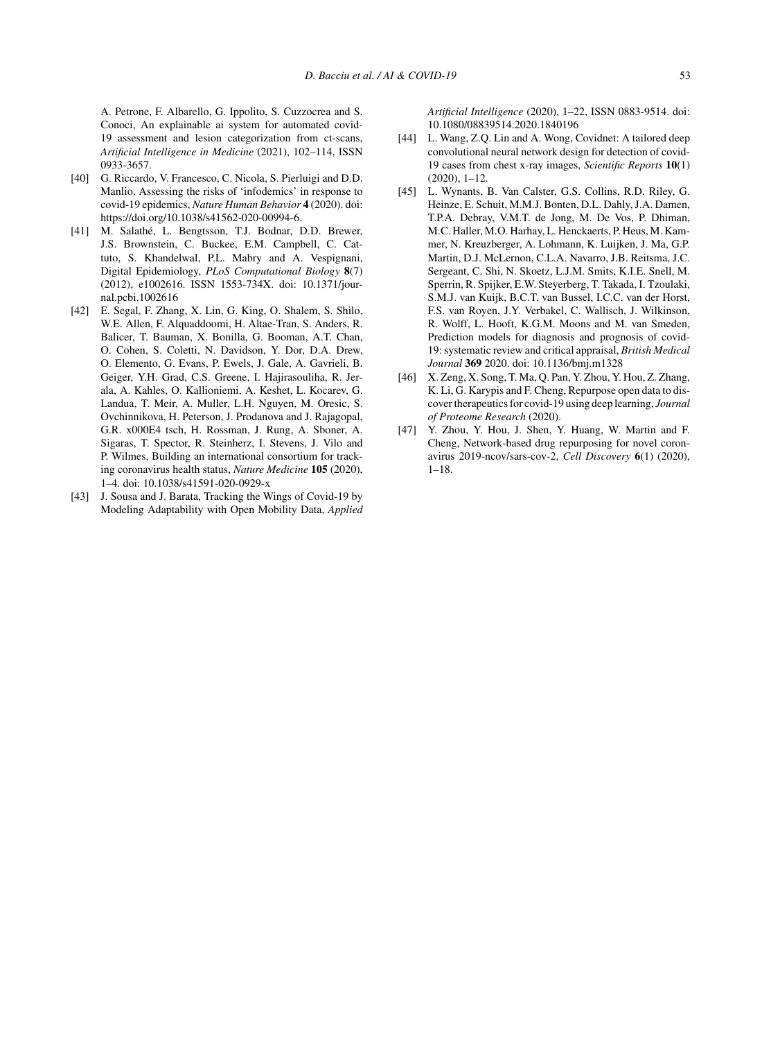A. Petrone, F. Albarello, G. Ippolito, S. Cuzzocrea and S. Conoci, An explainable ai system for automated covid-19 assessment and lesion categorization from ct-scans, *Artificial Intelligence in Medicine* (2021), 102–114, ISSN 0933-3657.

[40] G. Riccardo, V. Francesco, C. Nicola, S. Pierluigi and D.D. Manlio, Assessing the risks of 'infodemics' in response to covid-19 epidemics, *Nature Human Behavior* **4** (2020). doi: https://doi.org/10.1038/s41562-020-00994-6.

[41] M. Salathé, L. Bengtsson, T.J. Bodnar, D.D. Brewer, J.S. Brownstein, C. Buckee, E.M. Campbell, C. Cattuto, S. Khandelwal, P.L. Mabry and A. Vespignani, Digital Epidemiology, *PLoS Computational Biology* **8**(7) (2012), e1002616. ISSN 1553-734X. doi: 10.1371/journal.pcbi.1002616

[42] E. Segal, F. Zhang, X. Lin, G. King, O. Shalem, S. Shilo, W.E. Allen, F. Alquaddoomi, H. Altae-Tran, S. Anders, R. Balicer, T. Bauman, X. Bonilla, G. Booman, A.T. Chan, O. Cohen, S. Coletti, N. Davidson, Y. Dor, D.A. Drew, O. Elemento, G. Evans, P. Ewels, J. Gale, A. Gavrieli, B. Geiger, Y.H. Grad, C.S. Greene, I. Hajirasouliha, R. Jerala, A. Kahles, O. Kallioniemi, A. Keshet, L. Kocarev, G. Landua, T. Meir, A. Muller, L.H. Nguyen, M. Oresic, S. Ovchinnikova, H. Peterson, J. Prodanova and J. Rajagopal, G.R. x000E4 tsch, H. Rossman, J. Rung, A. Sboner, A. Sigaras, T. Spector, R. Steinherz, I. Stevens, J. Vilo and P. Wilmes, Building an international consortium for tracking coronavirus health status, *Nature Medicine* **105** (2020), 1–4. doi: 10.1038/s41591-020-0929-x

[43] J. Sousa and J. Barata, Tracking the Wings of Covid-19 by Modeling Adaptability with Open Mobility Data, *Applied Artificial Intelligence* (2020), 1–22, ISSN 0883-9514. doi: 10.1080/08839514.2020.1840196

[44] L. Wang, Z.Q. Lin and A. Wong, Covidnet: A tailored deep convolutional neural network design for detection of covid-19 cases from chest x-ray images, *Scientific Reports* **10**(1) (2020), 1–12.

[45] L. Wynants, B. Van Calster, G.S. Collins, R.D. Riley, G. Heinze, E. Schuit, M.M.J. Bonten, D.L. Dahly, J.A. Damen, T.P.A. Debray, V.M.T. de Jong, M. De Vos, P. Dhiman, M.C. Haller, M.O. Harhay, L. Henckaerts, P. Heus, M. Kammer, N. Kreuzberger, A. Lohmann, K. Luijken, J. Ma, G.P. Martin, D.J. McLernon, C.L.A. Navarro, J.B. Reitsma, J.C. Sergeant, C. Shi, N. Skoetz, L.J.M. Smits, K.I.E. Snell, M. Sperrin, R. Spijker, E.W. Steyerberg, T. Takada, I. Tzoulaki, S.M.J. van Kuijk, B.C.T. van Bussel, I.C.C. van der Horst, F.S. van Royen, J.Y. Verbakel, C. Wallisch, J. Wilkinson, R. Wolff, L. Hooft, K.G.M. Moons and M. van Smeden, Prediction models for diagnosis and prognosis of covid-19: systematic review and critical appraisal, *British Medical Journal* **369** 2020. doi: 10.1136/bmj.m1328

[46] X. Zeng, X. Song, T. Ma, Q. Pan, Y. Zhou, Y. Hou, Z. Zhang, K. Li, G. Karypis and F. Cheng, Repurpose open data to discover therapeutics for covid-19 using deep learning, *Journal of Proteome Research* (2020).

[47] Y. Zhou, Y. Hou, J. Shen, Y. Huang, W. Martin and F. Cheng, Network-based drug repurposing for novel coronavirus 2019-ncov/sars-cov-2, *Cell Discovery* **6**(1) (2020), 1–18.